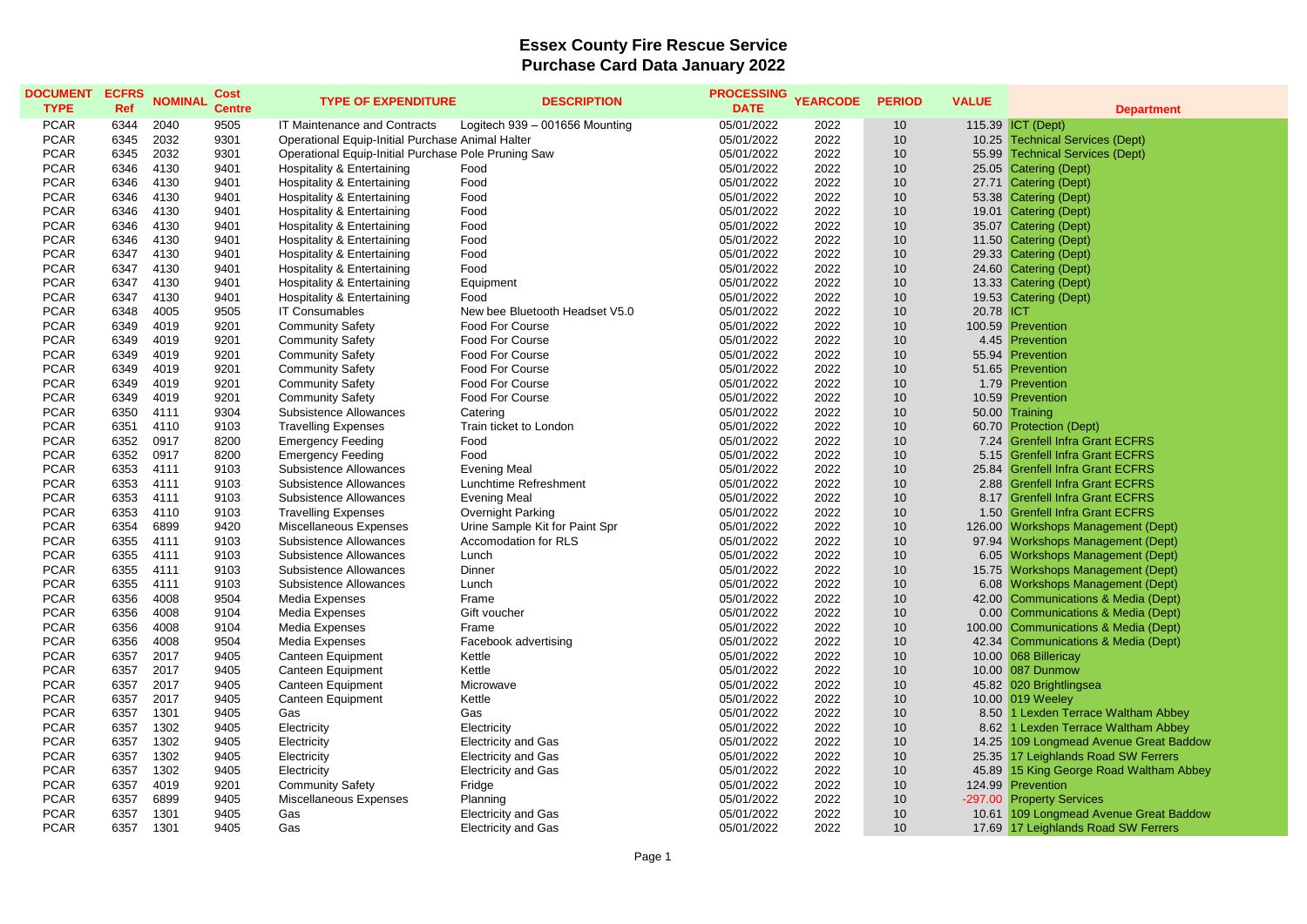# Essex County Fire Rescue Service
## Purchase Card Data January 2022

| DOCUMENT TYPE | ECFRS Ref | NOMINAL | Cost Centre | TYPE OF EXPENDITURE | DESCRIPTION | PROCESSING DATE | YEARCODE | PERIOD | VALUE | Department |
|---|---|---|---|---|---|---|---|---|---|---|
| PCAR | 6344 | 2040 | 9505 | IT Maintenance and Contracts | Logitech 939 – 001656 Mounting | 05/01/2022 | 2022 | 10 | 115.39 | ICT (Dept) |
| PCAR | 6345 | 2032 | 9301 | Operational Equip-Initial Purchase | Animal Halter | 05/01/2022 | 2022 | 10 | 10.25 | Technical Services (Dept) |
| PCAR | 6345 | 2032 | 9301 | Operational Equip-Initial Purchase | Pole Pruning Saw | 05/01/2022 | 2022 | 10 | 55.99 | Technical Services (Dept) |
| PCAR | 6346 | 4130 | 9401 | Hospitality & Entertaining | Food | 05/01/2022 | 2022 | 10 | 25.05 | Catering (Dept) |
| PCAR | 6346 | 4130 | 9401 | Hospitality & Entertaining | Food | 05/01/2022 | 2022 | 10 | 27.71 | Catering (Dept) |
| PCAR | 6346 | 4130 | 9401 | Hospitality & Entertaining | Food | 05/01/2022 | 2022 | 10 | 53.38 | Catering (Dept) |
| PCAR | 6346 | 4130 | 9401 | Hospitality & Entertaining | Food | 05/01/2022 | 2022 | 10 | 19.01 | Catering (Dept) |
| PCAR | 6346 | 4130 | 9401 | Hospitality & Entertaining | Food | 05/01/2022 | 2022 | 10 | 35.07 | Catering (Dept) |
| PCAR | 6346 | 4130 | 9401 | Hospitality & Entertaining | Food | 05/01/2022 | 2022 | 10 | 11.50 | Catering (Dept) |
| PCAR | 6347 | 4130 | 9401 | Hospitality & Entertaining | Food | 05/01/2022 | 2022 | 10 | 29.33 | Catering (Dept) |
| PCAR | 6347 | 4130 | 9401 | Hospitality & Entertaining | Food | 05/01/2022 | 2022 | 10 | 24.60 | Catering (Dept) |
| PCAR | 6347 | 4130 | 9401 | Hospitality & Entertaining | Equipment | 05/01/2022 | 2022 | 10 | 13.33 | Catering (Dept) |
| PCAR | 6347 | 4130 | 9401 | Hospitality & Entertaining | Food | 05/01/2022 | 2022 | 10 | 19.53 | Catering (Dept) |
| PCAR | 6348 | 4005 | 9505 | IT Consumables | New bee Bluetooth Headset V5.0 | 05/01/2022 | 2022 | 10 | 20.78 | ICT |
| PCAR | 6349 | 4019 | 9201 | Community Safety | Food For Course | 05/01/2022 | 2022 | 10 | 100.59 | Prevention |
| PCAR | 6349 | 4019 | 9201 | Community Safety | Food For Course | 05/01/2022 | 2022 | 10 | 4.45 | Prevention |
| PCAR | 6349 | 4019 | 9201 | Community Safety | Food For Course | 05/01/2022 | 2022 | 10 | 55.94 | Prevention |
| PCAR | 6349 | 4019 | 9201 | Community Safety | Food For Course | 05/01/2022 | 2022 | 10 | 51.65 | Prevention |
| PCAR | 6349 | 4019 | 9201 | Community Safety | Food For Course | 05/01/2022 | 2022 | 10 | 1.79 | Prevention |
| PCAR | 6349 | 4019 | 9201 | Community Safety | Food For Course | 05/01/2022 | 2022 | 10 | 10.59 | Prevention |
| PCAR | 6350 | 4111 | 9304 | Subsistence Allowances | Catering | 05/01/2022 | 2022 | 10 | 50.00 | Training |
| PCAR | 6351 | 4110 | 9103 | Travelling Expenses | Train ticket to London | 05/01/2022 | 2022 | 10 | 60.70 | Protection (Dept) |
| PCAR | 6352 | 0917 | 8200 | Emergency Feeding | Food | 05/01/2022 | 2022 | 10 | 7.24 | Grenfell Infra Grant ECFRS |
| PCAR | 6352 | 0917 | 8200 | Emergency Feeding | Food | 05/01/2022 | 2022 | 10 | 5.15 | Grenfell Infra Grant ECFRS |
| PCAR | 6353 | 4111 | 9103 | Subsistence Allowances | Evening Meal | 05/01/2022 | 2022 | 10 | 25.84 | Grenfell Infra Grant ECFRS |
| PCAR | 6353 | 4111 | 9103 | Subsistence Allowances | Lunchtime Refreshment | 05/01/2022 | 2022 | 10 | 2.88 | Grenfell Infra Grant ECFRS |
| PCAR | 6353 | 4111 | 9103 | Subsistence Allowances | Evening Meal | 05/01/2022 | 2022 | 10 | 8.17 | Grenfell Infra Grant ECFRS |
| PCAR | 6353 | 4110 | 9103 | Travelling Expenses | Overnight Parking | 05/01/2022 | 2022 | 10 | 1.50 | Grenfell Infra Grant ECFRS |
| PCAR | 6354 | 6899 | 9420 | Miscellaneous Expenses | Urine Sample Kit for Paint Spr | 05/01/2022 | 2022 | 10 | 126.00 | Workshops Management (Dept) |
| PCAR | 6355 | 4111 | 9103 | Subsistence Allowances | Accomodation for RLS | 05/01/2022 | 2022 | 10 | 97.94 | Workshops Management (Dept) |
| PCAR | 6355 | 4111 | 9103 | Subsistence Allowances | Lunch | 05/01/2022 | 2022 | 10 | 6.05 | Workshops Management (Dept) |
| PCAR | 6355 | 4111 | 9103 | Subsistence Allowances | Dinner | 05/01/2022 | 2022 | 10 | 15.75 | Workshops Management (Dept) |
| PCAR | 6355 | 4111 | 9103 | Subsistence Allowances | Lunch | 05/01/2022 | 2022 | 10 | 6.08 | Workshops Management (Dept) |
| PCAR | 6356 | 4008 | 9504 | Media Expenses | Frame | 05/01/2022 | 2022 | 10 | 42.00 | Communications & Media (Dept) |
| PCAR | 6356 | 4008 | 9104 | Media Expenses | Gift voucher | 05/01/2022 | 2022 | 10 | 0.00 | Communications & Media (Dept) |
| PCAR | 6356 | 4008 | 9104 | Media Expenses | Frame | 05/01/2022 | 2022 | 10 | 100.00 | Communications & Media (Dept) |
| PCAR | 6356 | 4008 | 9504 | Media Expenses | Facebook advertising | 05/01/2022 | 2022 | 10 | 42.34 | Communications & Media (Dept) |
| PCAR | 6357 | 2017 | 9405 | Canteen Equipment | Kettle | 05/01/2022 | 2022 | 10 | 10.00 | 068 Billericay |
| PCAR | 6357 | 2017 | 9405 | Canteen Equipment | Kettle | 05/01/2022 | 2022 | 10 | 10.00 | 087 Dunmow |
| PCAR | 6357 | 2017 | 9405 | Canteen Equipment | Microwave | 05/01/2022 | 2022 | 10 | 45.82 | 020 Brightlingsea |
| PCAR | 6357 | 2017 | 9405 | Canteen Equipment | Kettle | 05/01/2022 | 2022 | 10 | 10.00 | 019 Weeley |
| PCAR | 6357 | 1301 | 9405 | Gas | Gas | 05/01/2022 | 2022 | 10 | 8.50 | 1 Lexden Terrace Waltham Abbey |
| PCAR | 6357 | 1302 | 9405 | Electricity | Electricity | 05/01/2022 | 2022 | 10 | 8.62 | 1 Lexden Terrace Waltham Abbey |
| PCAR | 6357 | 1302 | 9405 | Electricity | Electricity and Gas | 05/01/2022 | 2022 | 10 | 14.25 | 109 Longmead Avenue Great Baddow |
| PCAR | 6357 | 1302 | 9405 | Electricity | Electricity and Gas | 05/01/2022 | 2022 | 10 | 25.35 | 17 Leighlands Road SW Ferrers |
| PCAR | 6357 | 1302 | 9405 | Electricity | Electricity and Gas | 05/01/2022 | 2022 | 10 | 45.89 | 15 King George Road Waltham Abbey |
| PCAR | 6357 | 4019 | 9201 | Community Safety | Fridge | 05/01/2022 | 2022 | 10 | 124.99 | Prevention |
| PCAR | 6357 | 6899 | 9405 | Miscellaneous Expenses | Planning | 05/01/2022 | 2022 | 10 | -297.00 | Property Services |
| PCAR | 6357 | 1301 | 9405 | Gas | Electricity and Gas | 05/01/2022 | 2022 | 10 | 10.61 | 109 Longmead Avenue Great Baddow |
| PCAR | 6357 | 1301 | 9405 | Gas | Electricity and Gas | 05/01/2022 | 2022 | 10 | 17.69 | 17 Leighlands Road SW Ferrers |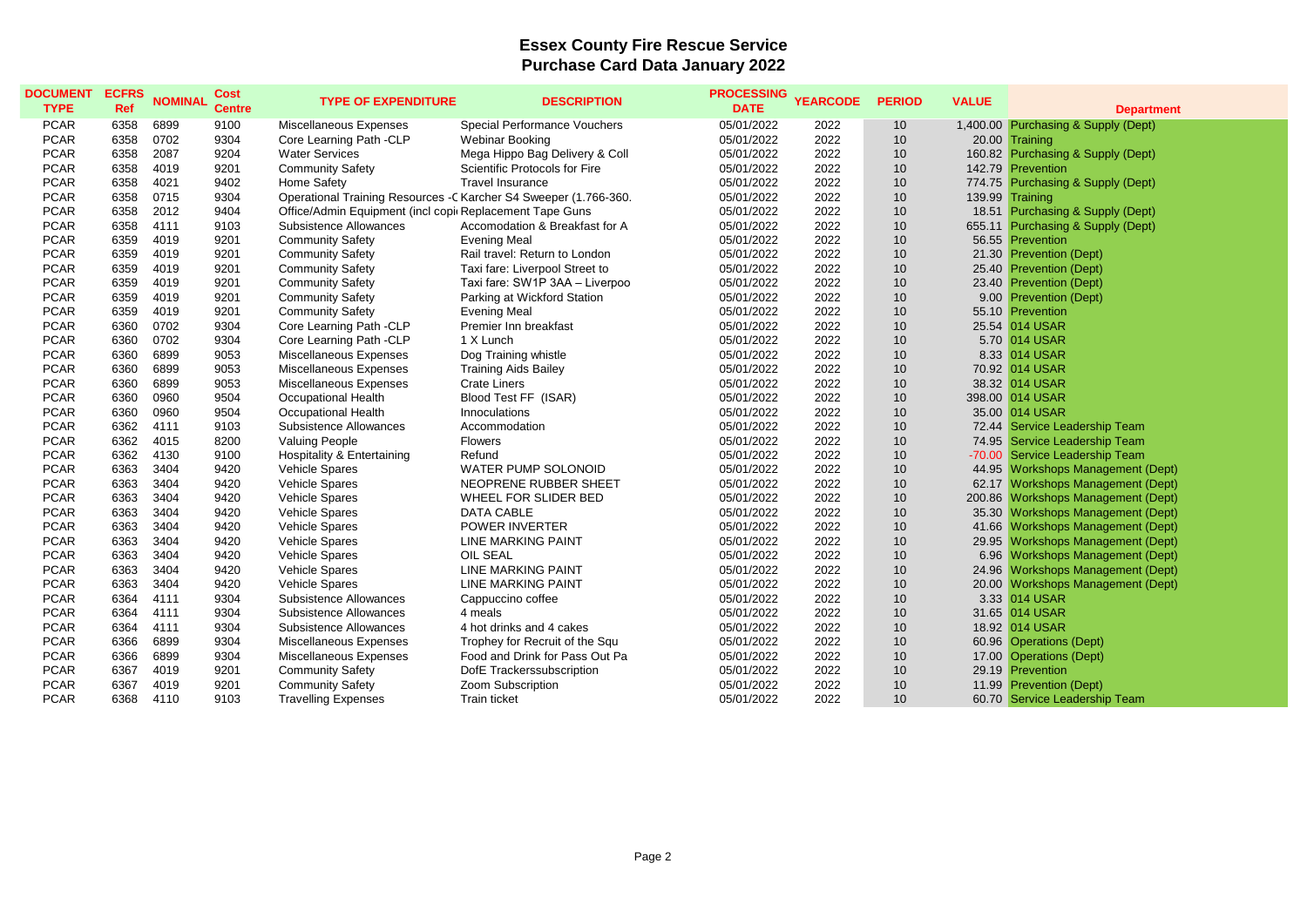# Essex County Fire Rescue Service
## Purchase Card Data January 2022

| DOCUMENT TYPE | ECFRS Ref | NOMINAL | Cost Centre | TYPE OF EXPENDITURE | DESCRIPTION | PROCESSING DATE | YEARCODE | PERIOD | VALUE | Department |
|---|---|---|---|---|---|---|---|---|---|---|
| PCAR | 6358 | 6899 | 9100 | Miscellaneous Expenses | Special Performance Vouchers | 05/01/2022 | 2022 | 10 | 1,400.00 | Purchasing & Supply (Dept) |
| PCAR | 6358 | 0702 | 9304 | Core Learning Path -CLP | Webinar Booking | 05/01/2022 | 2022 | 10 | 20.00 | Training |
| PCAR | 6358 | 2087 | 9204 | Water Services | Mega Hippo Bag Delivery & Coll | 05/01/2022 | 2022 | 10 | 160.82 | Purchasing & Supply (Dept) |
| PCAR | 6358 | 4019 | 9201 | Community Safety | Scientific Protocols for Fire | 05/01/2022 | 2022 | 10 | 142.79 | Prevention |
| PCAR | 6358 | 4021 | 9402 | Home Safety | Travel Insurance | 05/01/2022 | 2022 | 10 | 774.75 | Purchasing & Supply (Dept) |
| PCAR | 6358 | 0715 | 9304 | Operational Training Resources -( | Karcher S4 Sweeper (1.766-360. | 05/01/2022 | 2022 | 10 | 139.99 | Training |
| PCAR | 6358 | 2012 | 9404 | Office/Admin Equipment (incl copi | Replacement Tape Guns | 05/01/2022 | 2022 | 10 | 18.51 | Purchasing & Supply (Dept) |
| PCAR | 6358 | 4111 | 9103 | Subsistence Allowances | Accomodation & Breakfast for A | 05/01/2022 | 2022 | 10 | 655.11 | Purchasing & Supply (Dept) |
| PCAR | 6359 | 4019 | 9201 | Community Safety | Evening Meal | 05/01/2022 | 2022 | 10 | 56.55 | Prevention |
| PCAR | 6359 | 4019 | 9201 | Community Safety | Rail travel: Return to London | 05/01/2022 | 2022 | 10 | 21.30 | Prevention (Dept) |
| PCAR | 6359 | 4019 | 9201 | Community Safety | Taxi fare: Liverpool Street to | 05/01/2022 | 2022 | 10 | 25.40 | Prevention (Dept) |
| PCAR | 6359 | 4019 | 9201 | Community Safety | Taxi fare: SW1P 3AA – Liverpoo | 05/01/2022 | 2022 | 10 | 23.40 | Prevention (Dept) |
| PCAR | 6359 | 4019 | 9201 | Community Safety | Parking at Wickford Station | 05/01/2022 | 2022 | 10 | 9.00 | Prevention (Dept) |
| PCAR | 6359 | 4019 | 9201 | Community Safety | Evening Meal | 05/01/2022 | 2022 | 10 | 55.10 | Prevention |
| PCAR | 6360 | 0702 | 9304 | Core Learning Path -CLP | Premier Inn breakfast | 05/01/2022 | 2022 | 10 | 25.54 | 014 USAR |
| PCAR | 6360 | 0702 | 9304 | Core Learning Path -CLP | 1 X Lunch | 05/01/2022 | 2022 | 10 | 5.70 | 014 USAR |
| PCAR | 6360 | 6899 | 9053 | Miscellaneous Expenses | Dog Training whistle | 05/01/2022 | 2022 | 10 | 8.33 | 014 USAR |
| PCAR | 6360 | 6899 | 9053 | Miscellaneous Expenses | Training Aids Bailey | 05/01/2022 | 2022 | 10 | 70.92 | 014 USAR |
| PCAR | 6360 | 6899 | 9053 | Miscellaneous Expenses | Crate Liners | 05/01/2022 | 2022 | 10 | 38.32 | 014 USAR |
| PCAR | 6360 | 0960 | 9504 | Occupational Health | Blood Test FF (ISAR) | 05/01/2022 | 2022 | 10 | 398.00 | 014 USAR |
| PCAR | 6360 | 0960 | 9504 | Occupational Health | Innoculations | 05/01/2022 | 2022 | 10 | 35.00 | 014 USAR |
| PCAR | 6362 | 4111 | 9103 | Subsistence Allowances | Accommodation | 05/01/2022 | 2022 | 10 | 72.44 | Service Leadership Team |
| PCAR | 6362 | 4015 | 8200 | Valuing People | Flowers | 05/01/2022 | 2022 | 10 | 74.95 | Service Leadership Team |
| PCAR | 6362 | 4130 | 9100 | Hospitality & Entertaining | Refund | 05/01/2022 | 2022 | 10 | -70.00 | Service Leadership Team |
| PCAR | 6363 | 3404 | 9420 | Vehicle Spares | WATER PUMP SOLONOID | 05/01/2022 | 2022 | 10 | 44.95 | Workshops Management (Dept) |
| PCAR | 6363 | 3404 | 9420 | Vehicle Spares | NEOPRENE RUBBER SHEET | 05/01/2022 | 2022 | 10 | 62.17 | Workshops Management (Dept) |
| PCAR | 6363 | 3404 | 9420 | Vehicle Spares | WHEEL FOR SLIDER BED | 05/01/2022 | 2022 | 10 | 200.86 | Workshops Management (Dept) |
| PCAR | 6363 | 3404 | 9420 | Vehicle Spares | DATA CABLE | 05/01/2022 | 2022 | 10 | 35.30 | Workshops Management (Dept) |
| PCAR | 6363 | 3404 | 9420 | Vehicle Spares | POWER INVERTER | 05/01/2022 | 2022 | 10 | 41.66 | Workshops Management (Dept) |
| PCAR | 6363 | 3404 | 9420 | Vehicle Spares | LINE MARKING PAINT | 05/01/2022 | 2022 | 10 | 29.95 | Workshops Management (Dept) |
| PCAR | 6363 | 3404 | 9420 | Vehicle Spares | OIL SEAL | 05/01/2022 | 2022 | 10 | 6.96 | Workshops Management (Dept) |
| PCAR | 6363 | 3404 | 9420 | Vehicle Spares | LINE MARKING PAINT | 05/01/2022 | 2022 | 10 | 24.96 | Workshops Management (Dept) |
| PCAR | 6363 | 3404 | 9420 | Vehicle Spares | LINE MARKING PAINT | 05/01/2022 | 2022 | 10 | 20.00 | Workshops Management (Dept) |
| PCAR | 6364 | 4111 | 9304 | Subsistence Allowances | Cappuccino coffee | 05/01/2022 | 2022 | 10 | 3.33 | 014 USAR |
| PCAR | 6364 | 4111 | 9304 | Subsistence Allowances | 4 meals | 05/01/2022 | 2022 | 10 | 31.65 | 014 USAR |
| PCAR | 6364 | 4111 | 9304 | Subsistence Allowances | 4 hot drinks and 4 cakes | 05/01/2022 | 2022 | 10 | 18.92 | 014 USAR |
| PCAR | 6366 | 6899 | 9304 | Miscellaneous Expenses | Trophey for Recruit of the Squ | 05/01/2022 | 2022 | 10 | 60.96 | Operations (Dept) |
| PCAR | 6366 | 6899 | 9304 | Miscellaneous Expenses | Food and Drink for Pass Out Pa | 05/01/2022 | 2022 | 10 | 17.00 | Operations (Dept) |
| PCAR | 6367 | 4019 | 9201 | Community Safety | DofE Trackerssubscription | 05/01/2022 | 2022 | 10 | 29.19 | Prevention |
| PCAR | 6367 | 4019 | 9201 | Community Safety | Zoom Subscription | 05/01/2022 | 2022 | 10 | 11.99 | Prevention (Dept) |
| PCAR | 6368 | 4110 | 9103 | Travelling Expenses | Train ticket | 05/01/2022 | 2022 | 10 | 60.70 | Service Leadership Team |